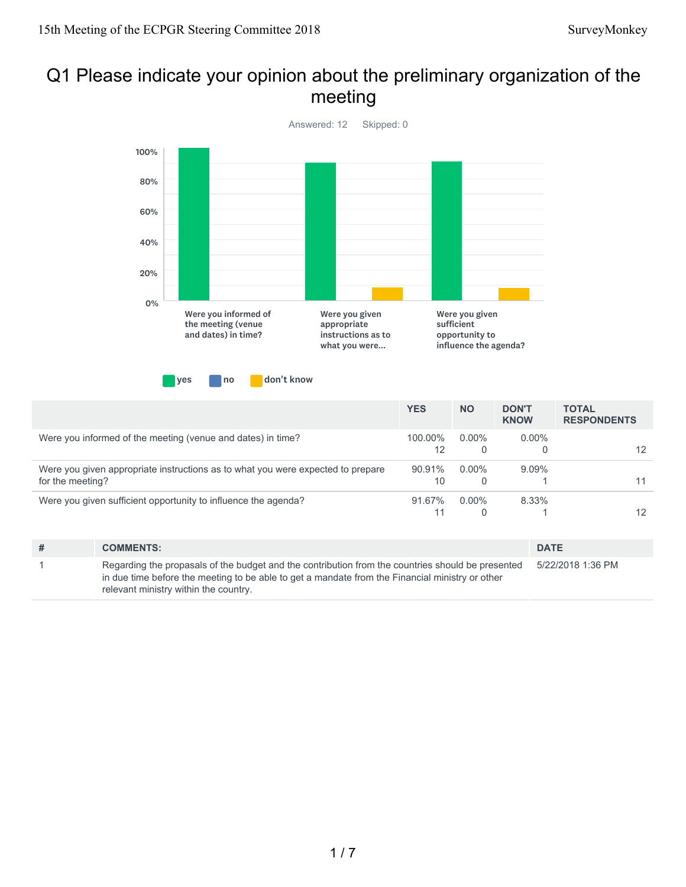# Q1 Please indicate your opinion about the preliminary organization of the meeting

Answered: 12 Skipped: 0

| | YES | NO | DON'T KNOW | TOTAL RESPONDENTS |
|---|---|---|---|---|
| Were you informed of the meeting (venue and dates) in time? | 100.00% 12 | 0.00% 0 | 0.00% 0 | 12 |
| Were you given appropriate instructions as to what you were expected to prepare for the meeting? | 90.91% 10 | 0.00% 0 | 9.09% 1 | 11 |
| Were you given sufficient opportunity to influence the agenda? | 91.67% 11 | 0.00% 0 | 8.33% 1 | 12 |

| # | COMMENTS: | DATE |
|---|---|---|
| 1 | Regarding the propasals of the budget and the contribution from the countries should be presented in due time before the meeting to be able to get a mandate from the Financial ministry or other relevant ministry within the country. | 5/22/2018 1:36 PM |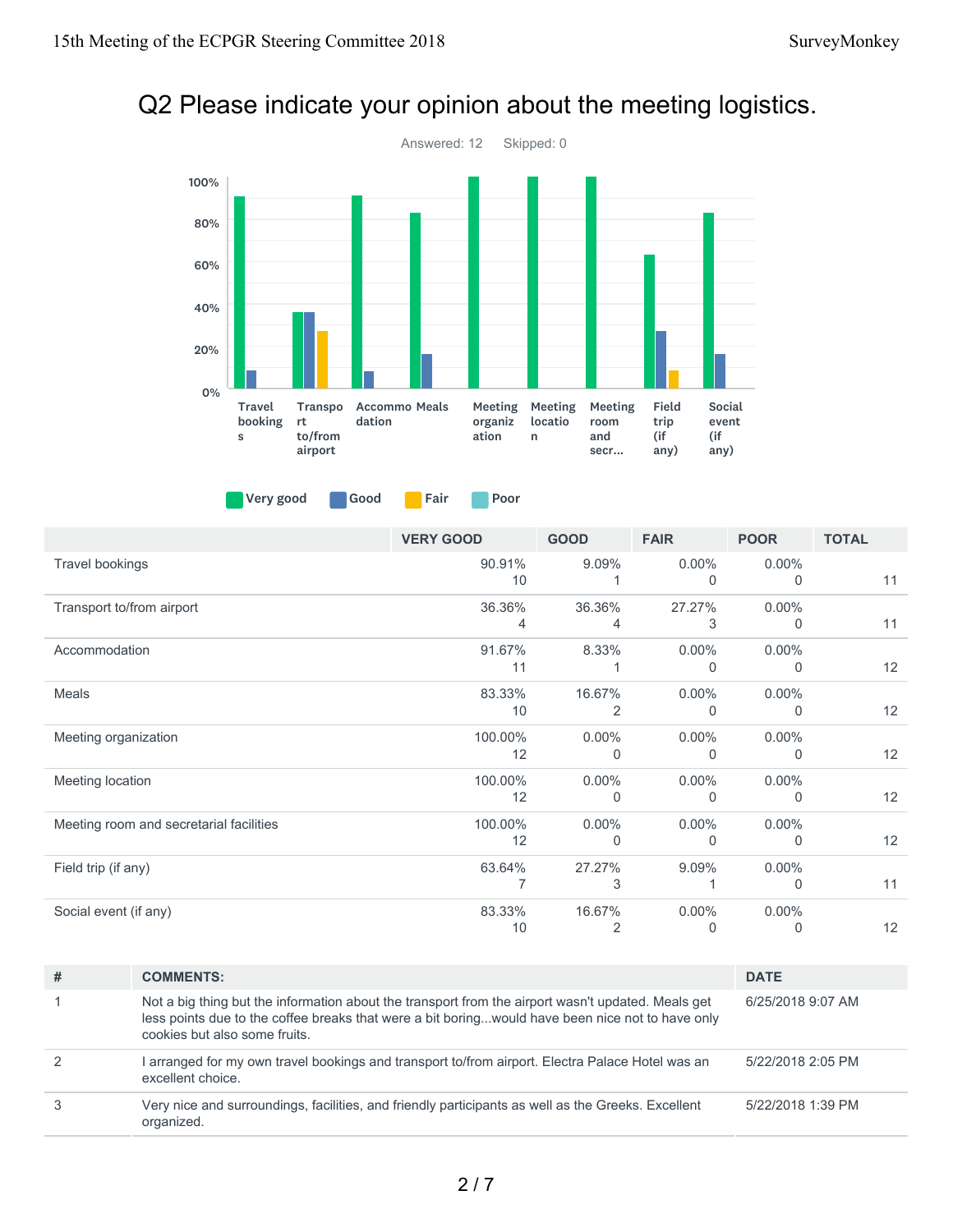# Q2 Please indicate your opinion about the meeting logistics.

Answered: 12 Skipped: 0

| | VERY GOOD | GOOD | FAIR | POOR | TOTAL |
|---|---|---|---|---|---|
| Travel bookings | 90.91%<br>10 | 9.09%<br>1 | 0.00%<br>0 | 0.00%<br>0 | 11 |
| Transport to/from airport | 36.36%<br>4 | 36.36%<br>4 | 27.27%<br>3 | 0.00%<br>0 | 11 |
| Accommodation | 91.67%<br>11 | 8.33%<br>1 | 0.00%<br>0 | 0.00%<br>0 | 12 |
| Meals | 83.33%<br>10 | 16.67%<br>2 | 0.00%<br>0 | 0.00%<br>0 | 12 |
| Meeting organization | 100.00%<br>12 | 0.00%<br>0 | 0.00%<br>0 | 0.00%<br>0 | 12 |
| Meeting location | 100.00%<br>12 | 0.00%<br>0 | 0.00%<br>0 | 0.00%<br>0 | 12 |
| Meeting room and secretarial facilities | 100.00%<br>12 | 0.00%<br>0 | 0.00%<br>0 | 0.00%<br>0 | 12 |
| Field trip (if any) | 63.64%<br>7 | 27.27%<br>3 | 9.09%<br>1 | 0.00%<br>0 | 11 |
| Social event (if any) | 83.33%<br>10 | 16.67%<br>2 | 0.00%<br>0 | 0.00%<br>0 | 12 |

| # | COMMENTS: | DATE |
|---|---|---|
| 1 | Not a big thing but the information about the transport from the airport wasn't updated. Meals get less points due to the coffee breaks that were a bit boring...would have been nice not to have only cookies but also some fruits. | 6/25/2018 9:07 AM |
| 2 | I arranged for my own travel bookings and transport to/from airport. Electra Palace Hotel was an excellent choice. | 5/22/2018 2:05 PM |
| 3 | Very nice and surroundings, facilities, and friendly participants as well as the Greeks. Excellent organized. | 5/22/2018 1:39 PM |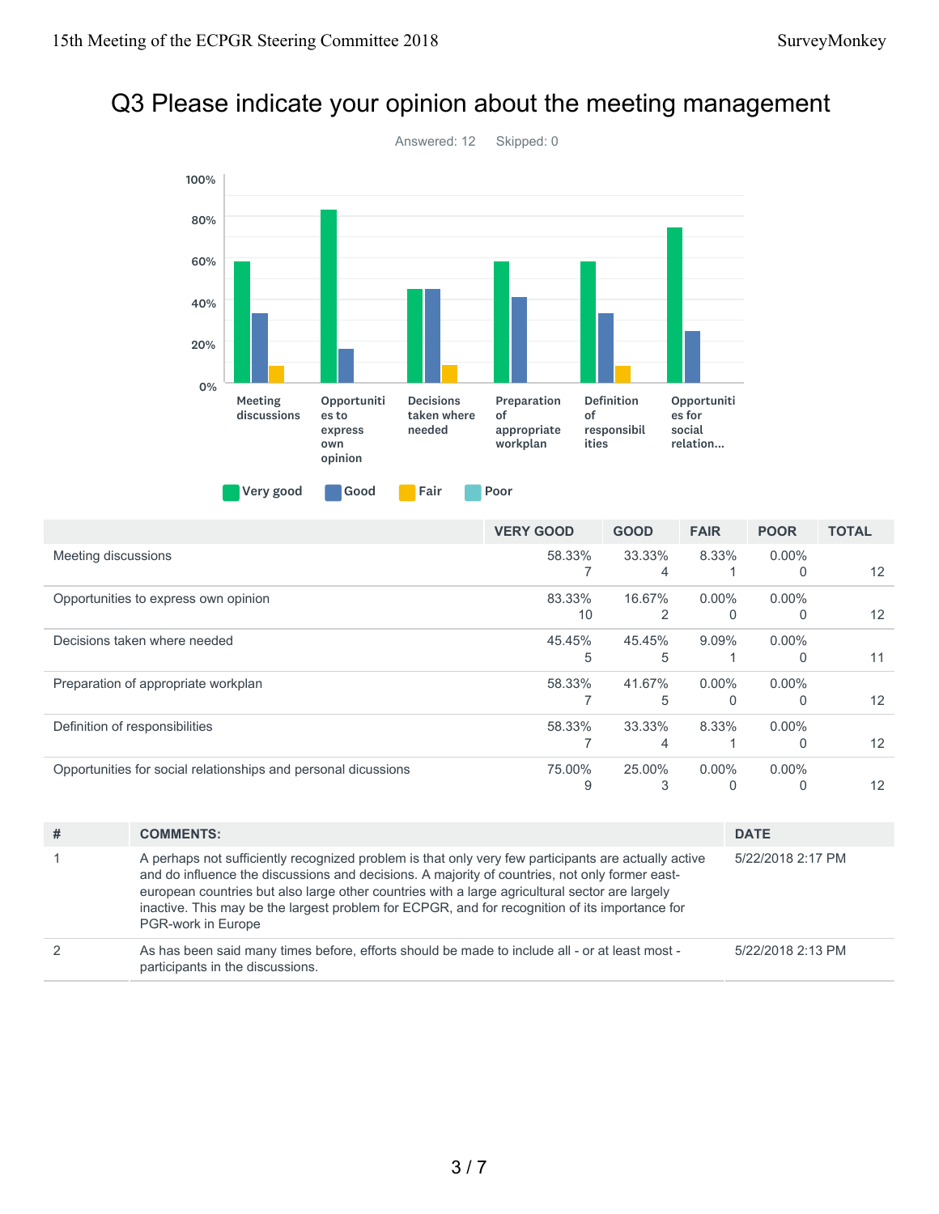# Q3 Please indicate your opinion about the meeting management

Answered: 12 Skipped: 0

| | VERY GOOD | GOOD | FAIR | POOR | TOTAL |
|---|---|---|---|---|---|
| Meeting discussions | 58.33% 7 | 33.33% 4 | 8.33% 1 | 0.00% 0 | 12 |
| Opportunities to express own opinion | 83.33% 10 | 16.67% 2 | 0.00% 0 | 0.00% 0 | 12 |
| Decisions taken where needed | 45.45% 5 | 45.45% 5 | 9.09% 1 | 0.00% 0 | 11 |
| Preparation of appropriate workplan | 58.33% 7 | 41.67% 5 | 0.00% 0 | 0.00% 0 | 12 |
| Definition of responsibilities | 58.33% 7 | 33.33% 4 | 8.33% 1 | 0.00% 0 | 12 |
| Opportunities for social relationships and personal dicussions | 75.00% 9 | 25.00% 3 | 0.00% 0 | 0.00% 0 | 12 |

| # | COMMENTS: | DATE |
|---|---|---|
| 1 | A perhaps not sufficiently recognized problem is that only very few participants are actually active and do influence the discussions and decisions. A majority of countries, not only former east-european countries but also large other countries with a large agricultural sector are largely inactive. This may be the largest problem for ECPGR, and for recognition of its importance for PGR-work in Europe | 5/22/2018 2:17 PM |
| 2 | As has been said many times before, efforts should be made to include all - or at least most - participants in the discussions. | 5/22/2018 2:13 PM |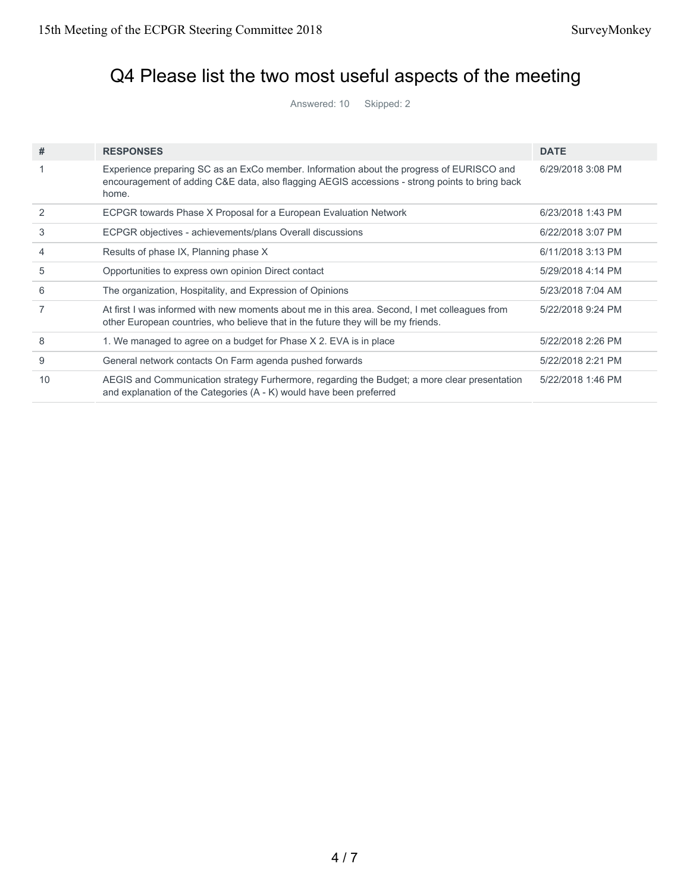# Q4 Please list the two most useful aspects of the meeting

Answered: 10 Skipped: 2

| # | RESPONSES | DATE |
|---|---|---|
| 1 | Experience preparing SC as an ExCo member. Information about the progress of EURISCO and encouragement of adding C&E data, also flagging AEGIS accessions - strong points to bring back home. | 6/29/2018 3:08 PM |
| 2 | ECPGR towards Phase X Proposal for a European Evaluation Network | 6/23/2018 1:43 PM |
| 3 | ECPGR objectives - achievements/plans Overall discussions | 6/22/2018 3:07 PM |
| 4 | Results of phase IX, Planning phase X | 6/11/2018 3:13 PM |
| 5 | Opportunities to express own opinion Direct contact | 5/29/2018 4:14 PM |
| 6 | The organization, Hospitality, and Expression of Opinions | 5/23/2018 7:04 AM |
| 7 | At first I was informed with new moments about me in this area. Second, I met colleagues from other European countries, who believe that in the future they will be my friends. | 5/22/2018 9:24 PM |
| 8 | 1. We managed to agree on a budget for Phase X 2. EVA is in place | 5/22/2018 2:26 PM |
| 9 | General network contacts On Farm agenda pushed forwards | 5/22/2018 2:21 PM |
| 10 | AEGIS and Communication strategy Furhermore, regarding the Budget; a more clear presentation and explanation of the Categories (A - K) would have been preferred | 5/22/2018 1:46 PM |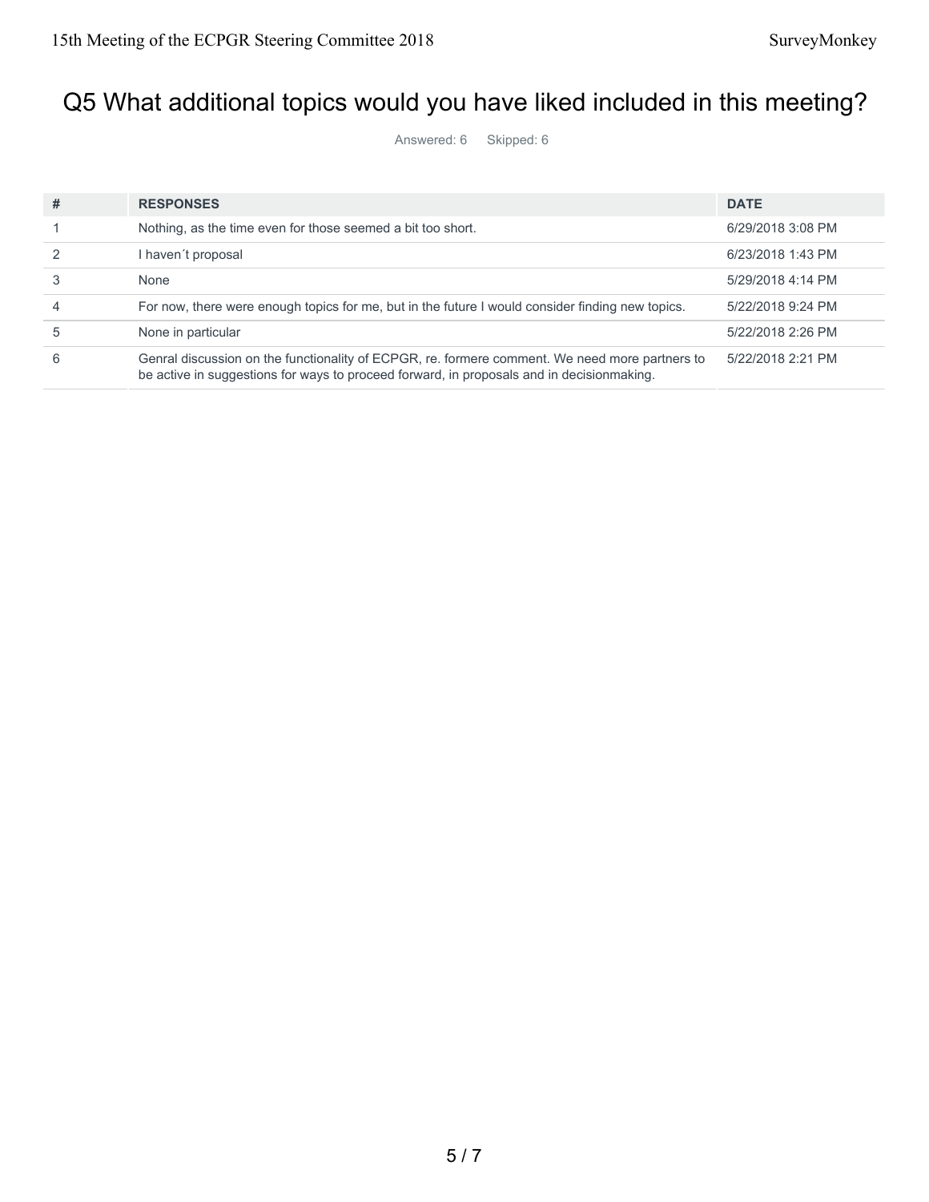# Q5 What additional topics would you have liked included in this meeting?

Answered: 6 Skipped: 6

| # | RESPONSES | DATE |
|---|---|---|
| 1 | Nothing, as the time even for those seemed a bit too short. | 6/29/2018 3:08 PM |
| 2 | I haven´t proposal | 6/23/2018 1:43 PM |
| 3 | None | 5/29/2018 4:14 PM |
| 4 | For now, there were enough topics for me, but in the future I would consider finding new topics. | 5/22/2018 9:24 PM |
| 5 | None in particular | 5/22/2018 2:26 PM |
| 6 | Genral discussion on the functionality of ECPGR, re. formere comment. We need more partners to be active in suggestions for ways to proceed forward, in proposals and in decisionmaking. | 5/22/2018 2:21 PM |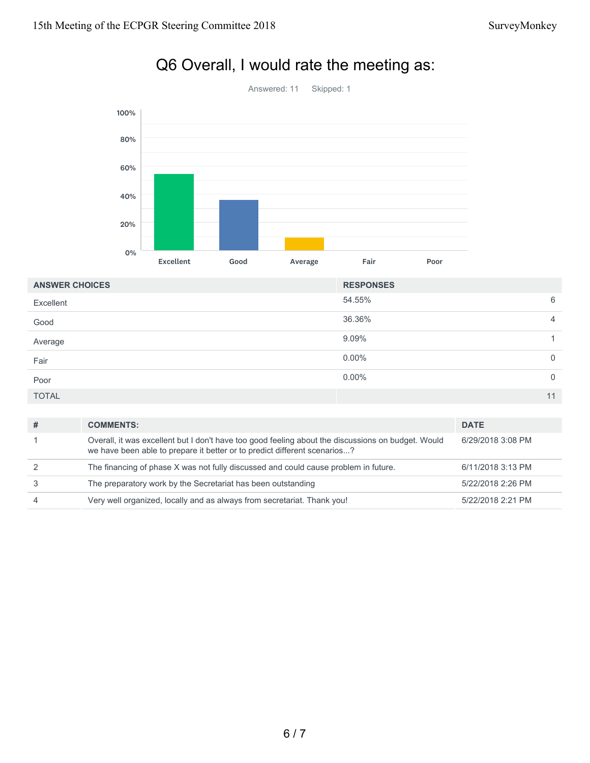# Q6 Overall, I would rate the meeting as:

Answered: 11 Skipped: 1

| ANSWER CHOICES | RESPONSES | |
|---|---|---|
| Excellent | 54.55% | 6 |
| Good | 36.36% | 4 |
| Average | 9.09% | 1 |
| Fair | 0.00% | 0 |
| Poor | 0.00% | 0 |
| TOTAL | | 11 |

| # | COMMENTS: | DATE |
|---|---|---|
| 1 | Overall, it was excellent but I don't have too good feeling about the discussions on budget. Would we have been able to prepare it better or to predict different scenarios...? | 6/29/2018 3:08 PM |
| 2 | The financing of phase X was not fully discussed and could cause problem in future. | 6/11/2018 3:13 PM |
| 3 | The preparatory work by the Secretariat has been outstanding | 5/22/2018 2:26 PM |
| 4 | Very well organized, locally and as always from secretariat. Thank you! | 5/22/2018 2:21 PM |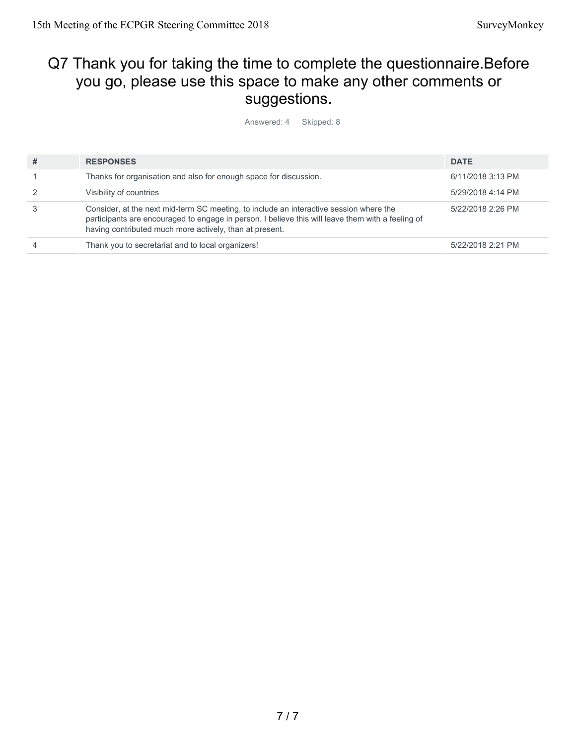## Q7 Thank you for taking the time to complete the questionnaire.Before you go, please use this space to make any other comments or suggestions.

Answered: 4 Skipped: 8

| # | RESPONSES | DATE |
|---|---|---|
| 1 | Thanks for organisation and also for enough space for discussion. | 6/11/2018 3:13 PM |
| 2 | Visibility of countries | 5/29/2018 4:14 PM |
| 3 | Consider, at the next mid-term SC meeting, to include an interactive session where the participants are encouraged to engage in person. I believe this will leave them with a feeling of having contributed much more actively, than at present. | 5/22/2018 2:26 PM |
| 4 | Thank you to secretariat and to local organizers! | 5/22/2018 2:21 PM |